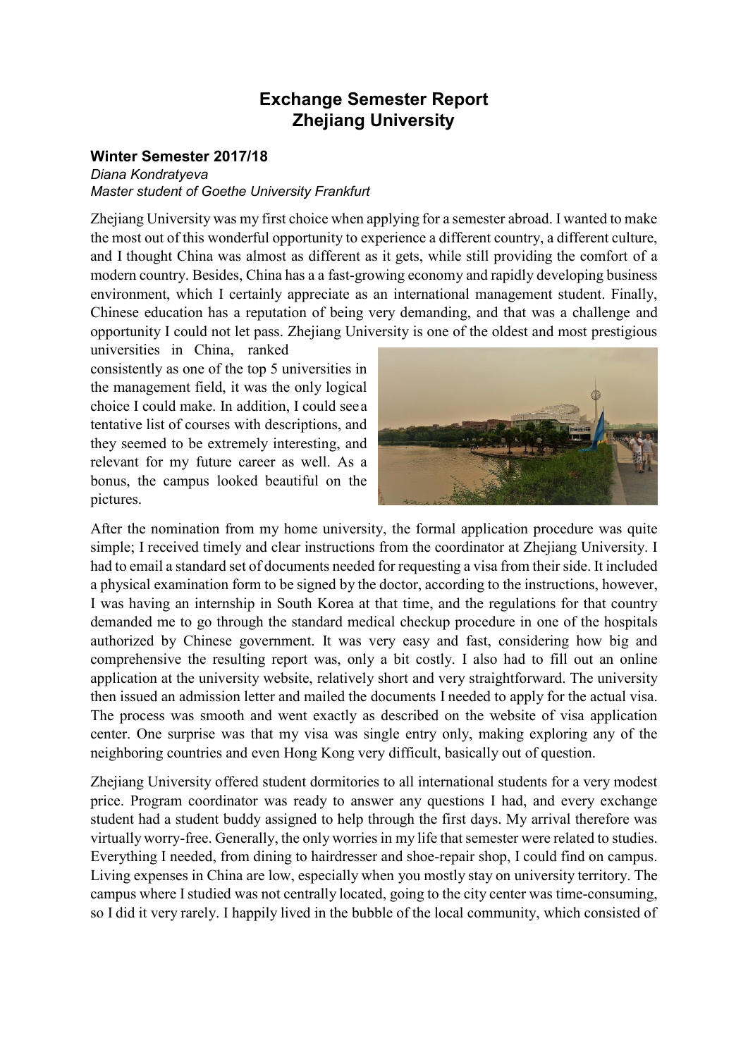# Exchange Semester Report
# Zhejiang University

### Winter Semester 2017/18

*Diana Kondratyeva*
*Master student of Goethe University Frankfurt*

Zhejiang University was my first choice when applying for a semester abroad. I wanted to make the most out of this wonderful opportunity to experience a different country, a different culture, and I thought China was almost as different as it gets, while still providing the comfort of a modern country. Besides, China has a a fast-growing economy and rapidly developing business environment, which I certainly appreciate as an international management student. Finally, Chinese education has a reputation of being very demanding, and that was a challenge and opportunity I could not let pass. Zhejiang University is one of the oldest and most prestigious universities in China, ranked consistently as one of the top 5 universities in the management field, it was the only logical choice I could make. In addition, I could see a tentative list of courses with descriptions, and they seemed to be extremely interesting, and relevant for my future career as well. As a bonus, the campus looked beautiful on the pictures.

After the nomination from my home university, the formal application procedure was quite simple; I received timely and clear instructions from the coordinator at Zhejiang University. I had to email a standard set of documents needed for requesting a visa from their side. It included a physical examination form to be signed by the doctor, according to the instructions, however, I was having an internship in South Korea at that time, and the regulations for that country demanded me to go through the standard medical checkup procedure in one of the hospitals authorized by Chinese government. It was very easy and fast, considering how big and comprehensive the resulting report was, only a bit costly. I also had to fill out an online application at the university website, relatively short and very straightforward. The university then issued an admission letter and mailed the documents I needed to apply for the actual visa. The process was smooth and went exactly as described on the website of visa application center. One surprise was that my visa was single entry only, making exploring any of the neighboring countries and even Hong Kong very difficult, basically out of question.

Zhejiang University offered student dormitories to all international students for a very modest price. Program coordinator was ready to answer any questions I had, and every exchange student had a student buddy assigned to help through the first days. My arrival therefore was virtually worry-free. Generally, the only worries in my life that semester were related to studies. Everything I needed, from dining to hairdresser and shoe-repair shop, I could find on campus. Living expenses in China are low, especially when you mostly stay on university territory. The campus where I studied was not centrally located, going to the city center was time-consuming, so I did it very rarely. I happily lived in the bubble of the local community, which consisted of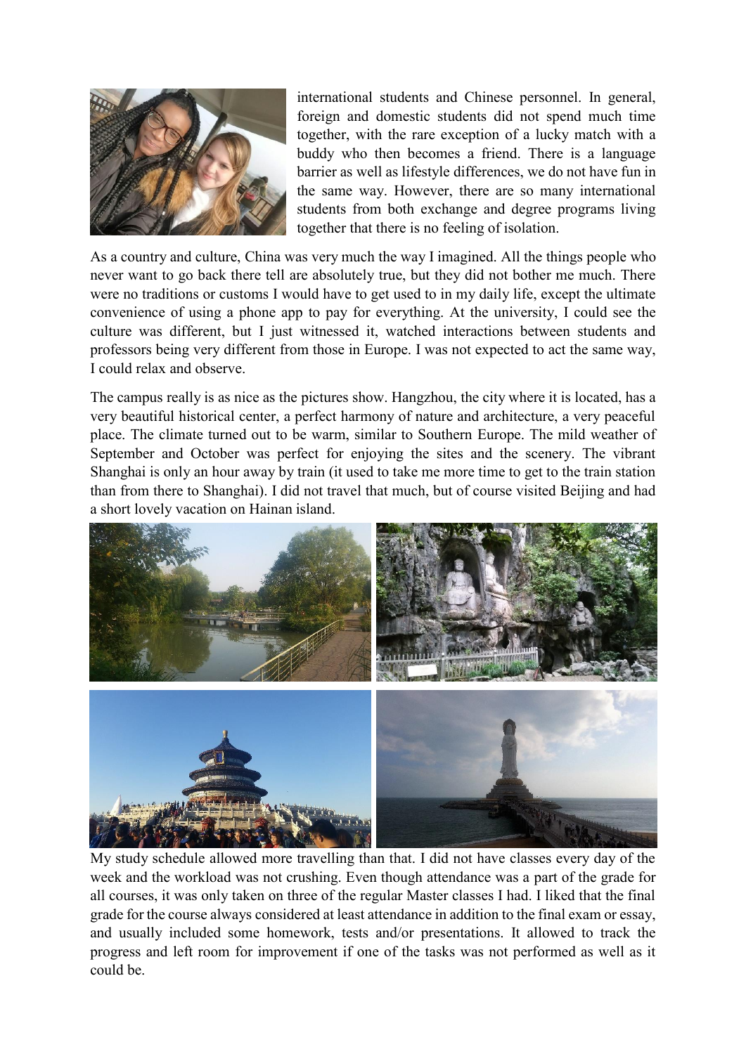international students and Chinese personnel. In general, foreign and domestic students did not spend much time together, with the rare exception of a lucky match with a buddy who then becomes a friend. There is a language barrier as well as lifestyle differences, we do not have fun in the same way. However, there are so many international students from both exchange and degree programs living together that there is no feeling of isolation.

As a country and culture, China was very much the way I imagined. All the things people who never want to go back there tell are absolutely true, but they did not bother me much. There were no traditions or customs I would have to get used to in my daily life, except the ultimate convenience of using a phone app to pay for everything. At the university, I could see the culture was different, but I just witnessed it, watched interactions between students and professors being very different from those in Europe. I was not expected to act the same way, I could relax and observe.

The campus really is as nice as the pictures show. Hangzhou, the city where it is located, has a very beautiful historical center, a perfect harmony of nature and architecture, a very peaceful place. The climate turned out to be warm, similar to Southern Europe. The mild weather of September and October was perfect for enjoying the sites and the scenery. The vibrant Shanghai is only an hour away by train (it used to take me more time to get to the train station than from there to Shanghai). I did not travel that much, but of course visited Beijing and had a short lovely vacation on Hainan island.

My study schedule allowed more travelling than that. I did not have classes every day of the week and the workload was not crushing. Even though attendance was a part of the grade for all courses, it was only taken on three of the regular Master classes I had. I liked that the final grade for the course always considered at least attendance in addition to the final exam or essay, and usually included some homework, tests and/or presentations. It allowed to track the progress and left room for improvement if one of the tasks was not performed as well as it could be.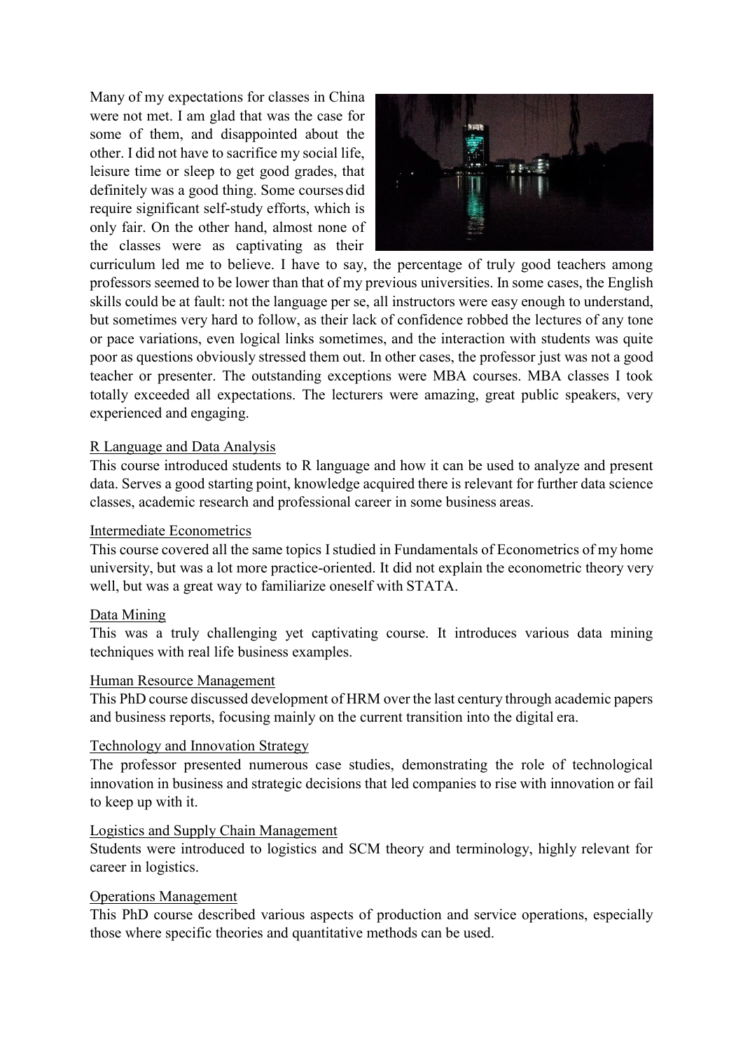Many of my expectations for classes in China were not met. I am glad that was the case for some of them, and disappointed about the other. I did not have to sacrifice my social life, leisure time or sleep to get good grades, that definitely was a good thing. Some courses did require significant self-study efforts, which is only fair. On the other hand, almost none of the classes were as captivating as their curriculum led me to believe. I have to say, the percentage of truly good teachers among professors seemed to be lower than that of my previous universities. In some cases, the English skills could be at fault: not the language per se, all instructors were easy enough to understand, but sometimes very hard to follow, as their lack of confidence robbed the lectures of any tone or pace variations, even logical links sometimes, and the interaction with students was quite poor as questions obviously stressed them out. In other cases, the professor just was not a good teacher or presenter. The outstanding exceptions were MBA courses. MBA classes I took totally exceeded all expectations. The lecturers were amazing, great public speakers, very experienced and engaging.

<u>R Language and Data Analysis</u>

This course introduced students to R language and how it can be used to analyze and present data. Serves a good starting point, knowledge acquired there is relevant for further data science classes, academic research and professional career in some business areas.

<u>Intermediate Econometrics</u>

This course covered all the same topics I studied in Fundamentals of Econometrics of my home university, but was a lot more practice-oriented. It did not explain the econometric theory very well, but was a great way to familiarize oneself with STATA.

<u>Data Mining</u>

This was a truly challenging yet captivating course. It introduces various data mining techniques with real life business examples.

<u>Human Resource Management</u>

This PhD course discussed development of HRM over the last century through academic papers and business reports, focusing mainly on the current transition into the digital era.

<u>Technology and Innovation Strategy</u>

The professor presented numerous case studies, demonstrating the role of technological innovation in business and strategic decisions that led companies to rise with innovation or fail to keep up with it.

<u>Logistics and Supply Chain Management</u>

Students were introduced to logistics and SCM theory and terminology, highly relevant for career in logistics.

<u>Operations Management</u>

This PhD course described various aspects of production and service operations, especially those where specific theories and quantitative methods can be used.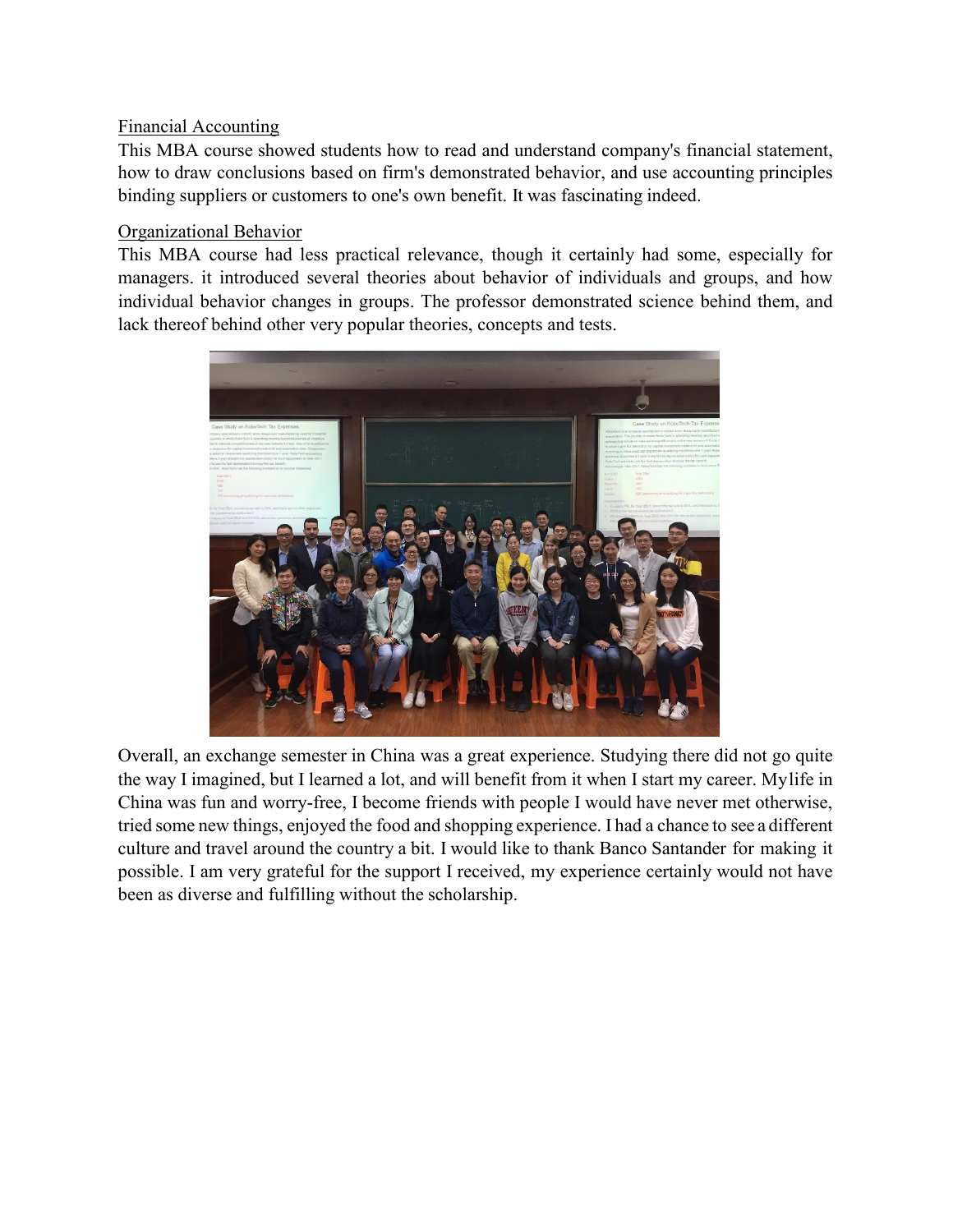Financial Accounting

This MBA course showed students how to read and understand company's financial statement, how to draw conclusions based on firm's demonstrated behavior, and use accounting principles binding suppliers or customers to one's own benefit. It was fascinating indeed.

Organizational Behavior

This MBA course had less practical relevance, though it certainly had some, especially for managers. it introduced several theories about behavior of individuals and groups, and how individual behavior changes in groups. The professor demonstrated science behind them, and lack thereof behind other very popular theories, concepts and tests.

Overall, an exchange semester in China was a great experience. Studying there did not go quite the way I imagined, but I learned a lot, and will benefit from it when I start my career. My life in China was fun and worry-free, I become friends with people I would have never met otherwise, tried some new things, enjoyed the food and shopping experience. I had a chance to see a different culture and travel around the country a bit. I would like to thank Banco Santander for making it possible. I am very grateful for the support I received, my experience certainly would not have been as diverse and fulfilling without the scholarship.